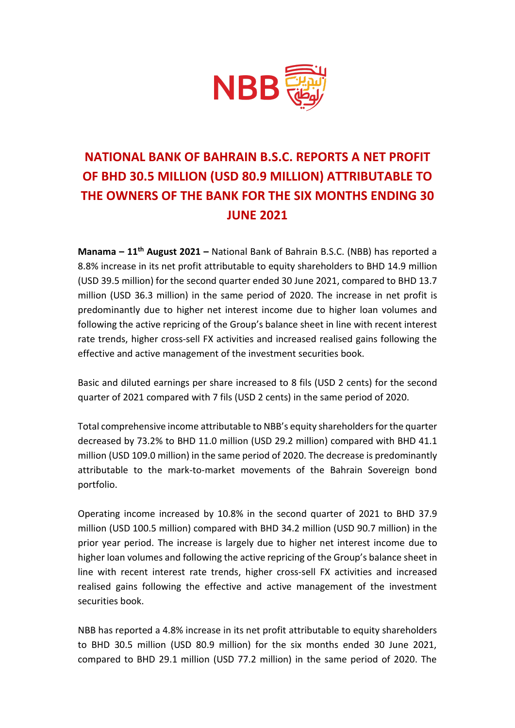# NATIONAL BANK OF BAHRAIN B.S.C. REPORTS A NET PROFIT OF BHD 30.5 MILLION (USD 80.9 MILLION) ATTRIBUTABLE TO THE OWNERS OF THE BANK FOR THE SIX MONTHS ENDING 30 JUNE 2021

**Manama – 11th August 2021 –** National Bank of Bahrain B.S.C. (NBB) has reported a 8.8% increase in its net profit attributable to equity shareholders to BHD 14.9 million (USD 39.5 million) for the second quarter ended 30 June 2021, compared to BHD 13.7 million (USD 36.3 million) in the same period of 2020. The increase in net profit is predominantly due to higher net interest income due to higher loan volumes and following the active repricing of the Group's balance sheet in line with recent interest rate trends, higher cross-sell FX activities and increased realised gains following the effective and active management of the investment securities book.

Basic and diluted earnings per share increased to 8 fils (USD 2 cents) for the second quarter of 2021 compared with 7 fils (USD 2 cents) in the same period of 2020.

Total comprehensive income attributable to NBB's equity shareholders for the quarter decreased by 73.2% to BHD 11.0 million (USD 29.2 million) compared with BHD 41.1 million (USD 109.0 million) in the same period of 2020. The decrease is predominantly attributable to the mark-to-market movements of the Bahrain Sovereign bond portfolio.

Operating income increased by 10.8% in the second quarter of 2021 to BHD 37.9 million (USD 100.5 million) compared with BHD 34.2 million (USD 90.7 million) in the prior year period. The increase is largely due to higher net interest income due to higher loan volumes and following the active repricing of the Group's balance sheet in line with recent interest rate trends, higher cross-sell FX activities and increased realised gains following the effective and active management of the investment securities book.

NBB has reported a 4.8% increase in its net profit attributable to equity shareholders to BHD 30.5 million (USD 80.9 million) for the six months ended 30 June 2021, compared to BHD 29.1 million (USD 77.2 million) in the same period of 2020. The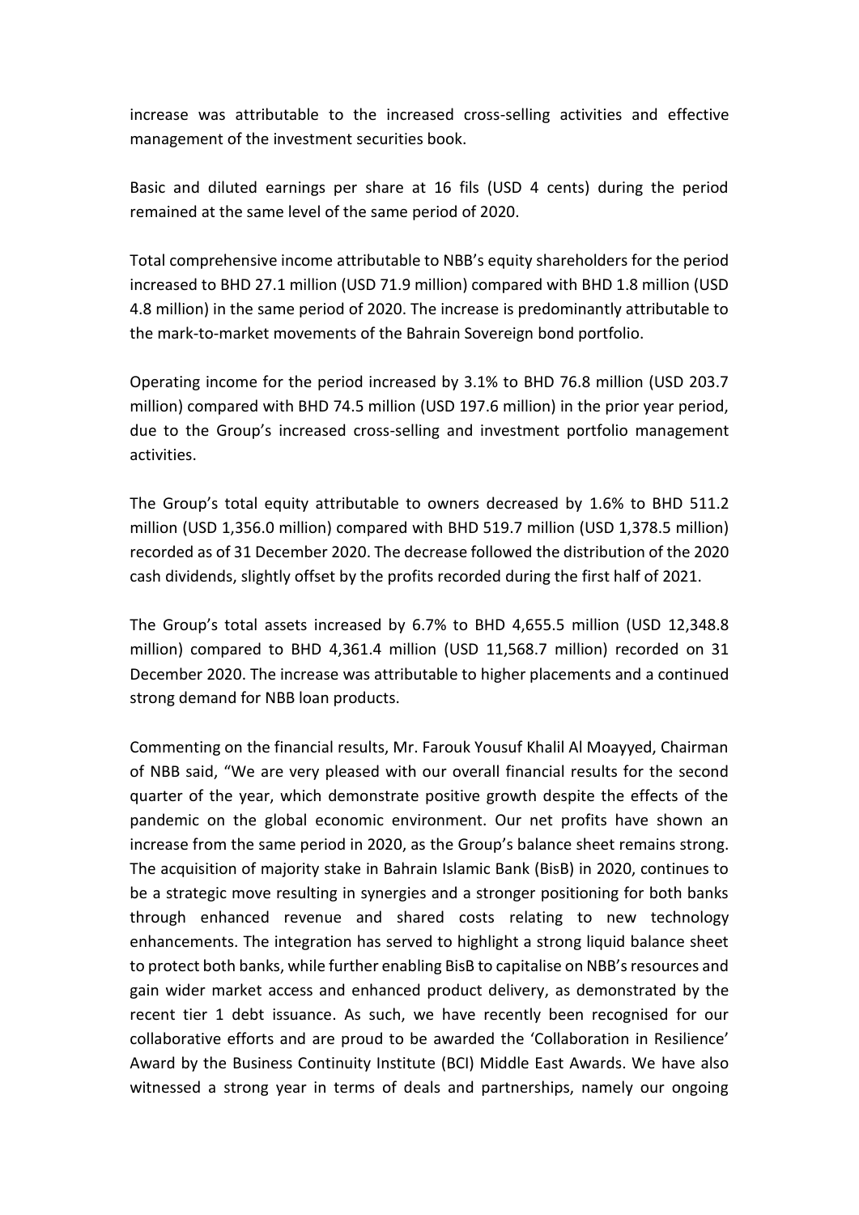increase was attributable to the increased cross-selling activities and effective management of the investment securities book.

Basic and diluted earnings per share at 16 fils (USD 4 cents) during the period remained at the same level of the same period of 2020.

Total comprehensive income attributable to NBB's equity shareholders for the period increased to BHD 27.1 million (USD 71.9 million) compared with BHD 1.8 million (USD 4.8 million) in the same period of 2020. The increase is predominantly attributable to the mark-to-market movements of the Bahrain Sovereign bond portfolio.

Operating income for the period increased by 3.1% to BHD 76.8 million (USD 203.7 million) compared with BHD 74.5 million (USD 197.6 million) in the prior year period, due to the Group's increased cross-selling and investment portfolio management activities.

The Group's total equity attributable to owners decreased by 1.6% to BHD 511.2 million (USD 1,356.0 million) compared with BHD 519.7 million (USD 1,378.5 million) recorded as of 31 December 2020. The decrease followed the distribution of the 2020 cash dividends, slightly offset by the profits recorded during the first half of 2021.

The Group's total assets increased by 6.7% to BHD 4,655.5 million (USD 12,348.8 million) compared to BHD 4,361.4 million (USD 11,568.7 million) recorded on 31 December 2020. The increase was attributable to higher placements and a continued strong demand for NBB loan products.

Commenting on the financial results, Mr. Farouk Yousuf Khalil Al Moayyed, Chairman of NBB said, "We are very pleased with our overall financial results for the second quarter of the year, which demonstrate positive growth despite the effects of the pandemic on the global economic environment. Our net profits have shown an increase from the same period in 2020, as the Group's balance sheet remains strong. The acquisition of majority stake in Bahrain Islamic Bank (BisB) in 2020, continues to be a strategic move resulting in synergies and a stronger positioning for both banks through enhanced revenue and shared costs relating to new technology enhancements. The integration has served to highlight a strong liquid balance sheet to protect both banks, while further enabling BisB to capitalise on NBB's resources and gain wider market access and enhanced product delivery, as demonstrated by the recent tier 1 debt issuance. As such, we have recently been recognised for our collaborative efforts and are proud to be awarded the 'Collaboration in Resilience' Award by the Business Continuity Institute (BCI) Middle East Awards. We have also witnessed a strong year in terms of deals and partnerships, namely our ongoing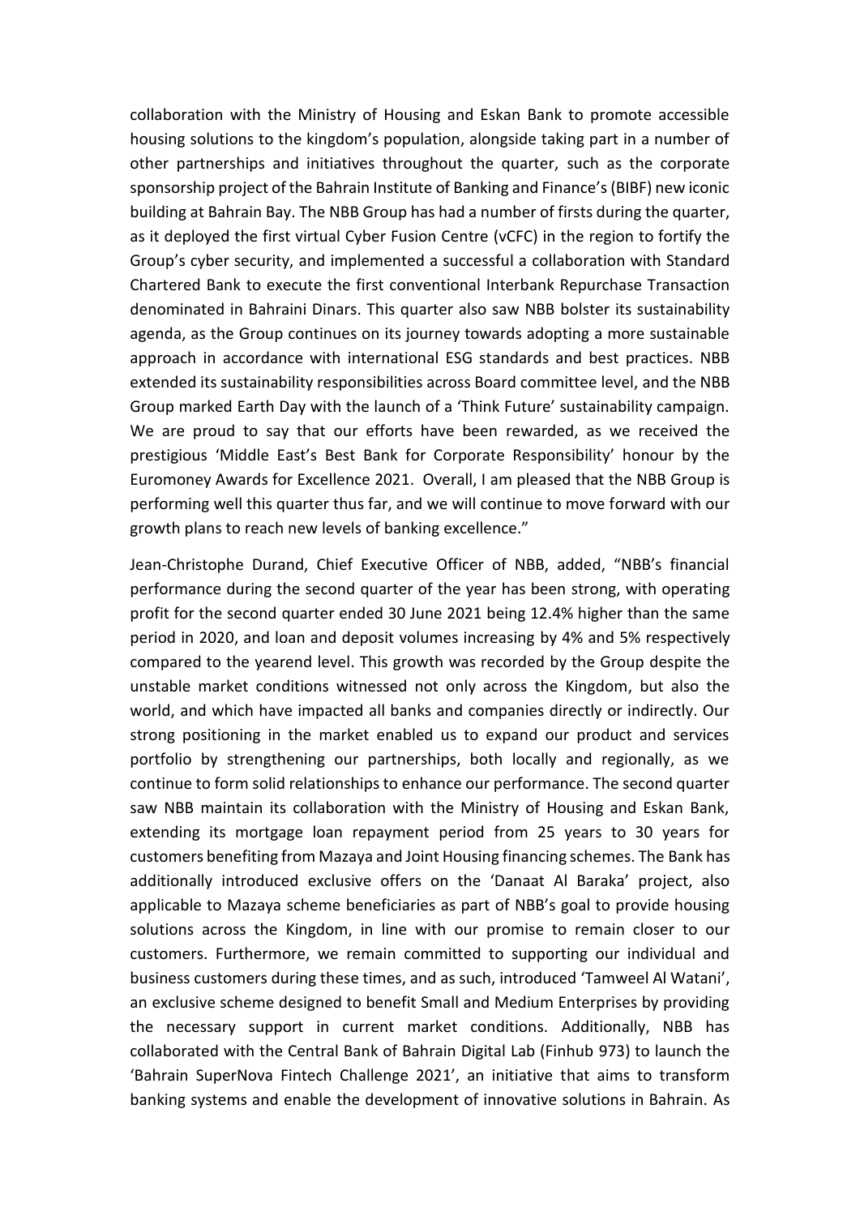collaboration with the Ministry of Housing and Eskan Bank to promote accessible housing solutions to the kingdom's population, alongside taking part in a number of other partnerships and initiatives throughout the quarter, such as the corporate sponsorship project of the Bahrain Institute of Banking and Finance's (BIBF) new iconic building at Bahrain Bay. The NBB Group has had a number of firsts during the quarter, as it deployed the first virtual Cyber Fusion Centre (vCFC) in the region to fortify the Group's cyber security, and implemented a successful a collaboration with Standard Chartered Bank to execute the first conventional Interbank Repurchase Transaction denominated in Bahraini Dinars. This quarter also saw NBB bolster its sustainability agenda, as the Group continues on its journey towards adopting a more sustainable approach in accordance with international ESG standards and best practices. NBB extended its sustainability responsibilities across Board committee level, and the NBB Group marked Earth Day with the launch of a 'Think Future' sustainability campaign. We are proud to say that our efforts have been rewarded, as we received the prestigious 'Middle East's Best Bank for Corporate Responsibility' honour by the Euromoney Awards for Excellence 2021. Overall, I am pleased that the NBB Group is performing well this quarter thus far, and we will continue to move forward with our growth plans to reach new levels of banking excellence."

Jean-Christophe Durand, Chief Executive Officer of NBB, added, "NBB's financial performance during the second quarter of the year has been strong, with operating profit for the second quarter ended 30 June 2021 being 12.4% higher than the same period in 2020, and loan and deposit volumes increasing by 4% and 5% respectively compared to the yearend level. This growth was recorded by the Group despite the unstable market conditions witnessed not only across the Kingdom, but also the world, and which have impacted all banks and companies directly or indirectly. Our strong positioning in the market enabled us to expand our product and services portfolio by strengthening our partnerships, both locally and regionally, as we continue to form solid relationships to enhance our performance. The second quarter saw NBB maintain its collaboration with the Ministry of Housing and Eskan Bank, extending its mortgage loan repayment period from 25 years to 30 years for customers benefiting from Mazaya and Joint Housing financing schemes. The Bank has additionally introduced exclusive offers on the 'Danaat Al Baraka' project, also applicable to Mazaya scheme beneficiaries as part of NBB's goal to provide housing solutions across the Kingdom, in line with our promise to remain closer to our customers. Furthermore, we remain committed to supporting our individual and business customers during these times, and as such, introduced 'Tamweel Al Watani', an exclusive scheme designed to benefit Small and Medium Enterprises by providing the necessary support in current market conditions. Additionally, NBB has collaborated with the Central Bank of Bahrain Digital Lab (Finhub 973) to launch the 'Bahrain SuperNova Fintech Challenge 2021', an initiative that aims to transform banking systems and enable the development of innovative solutions in Bahrain. As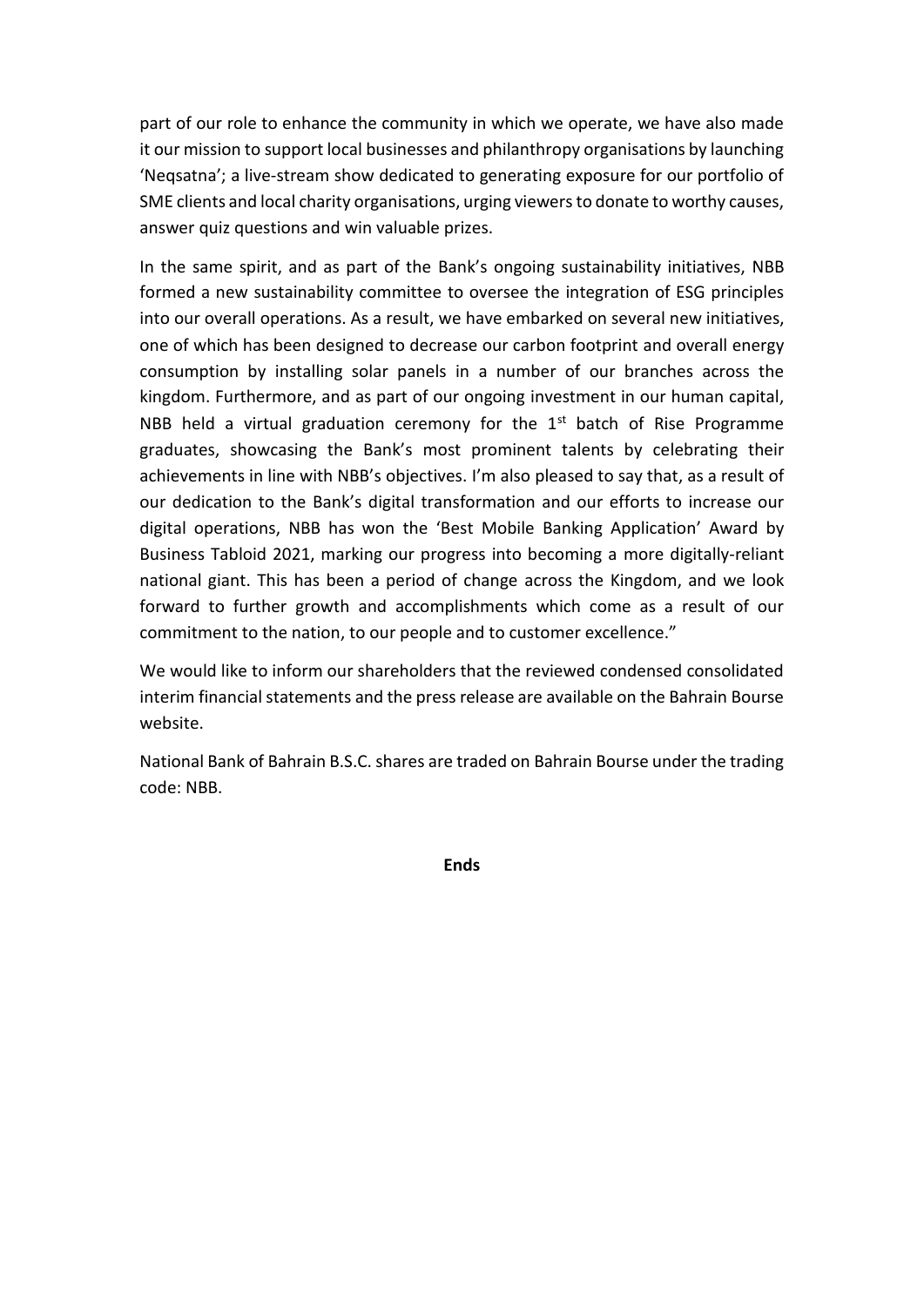part of our role to enhance the community in which we operate, we have also made it our mission to support local businesses and philanthropy organisations by launching 'Neqsatna'; a live-stream show dedicated to generating exposure for our portfolio of SME clients and local charity organisations, urging viewers to donate to worthy causes, answer quiz questions and win valuable prizes.

In the same spirit, and as part of the Bank's ongoing sustainability initiatives, NBB formed a new sustainability committee to oversee the integration of ESG principles into our overall operations. As a result, we have embarked on several new initiatives, one of which has been designed to decrease our carbon footprint and overall energy consumption by installing solar panels in a number of our branches across the kingdom. Furthermore, and as part of our ongoing investment in our human capital, NBB held a virtual graduation ceremony for the 1st batch of Rise Programme graduates, showcasing the Bank's most prominent talents by celebrating their achievements in line with NBB's objectives. I'm also pleased to say that, as a result of our dedication to the Bank's digital transformation and our efforts to increase our digital operations, NBB has won the 'Best Mobile Banking Application' Award by Business Tabloid 2021, marking our progress into becoming a more digitally-reliant national giant. This has been a period of change across the Kingdom, and we look forward to further growth and accomplishments which come as a result of our commitment to the nation, to our people and to customer excellence."

We would like to inform our shareholders that the reviewed condensed consolidated interim financial statements and the press release are available on the Bahrain Bourse website.

National Bank of Bahrain B.S.C. shares are traded on Bahrain Bourse under the trading code: NBB.

**Ends**